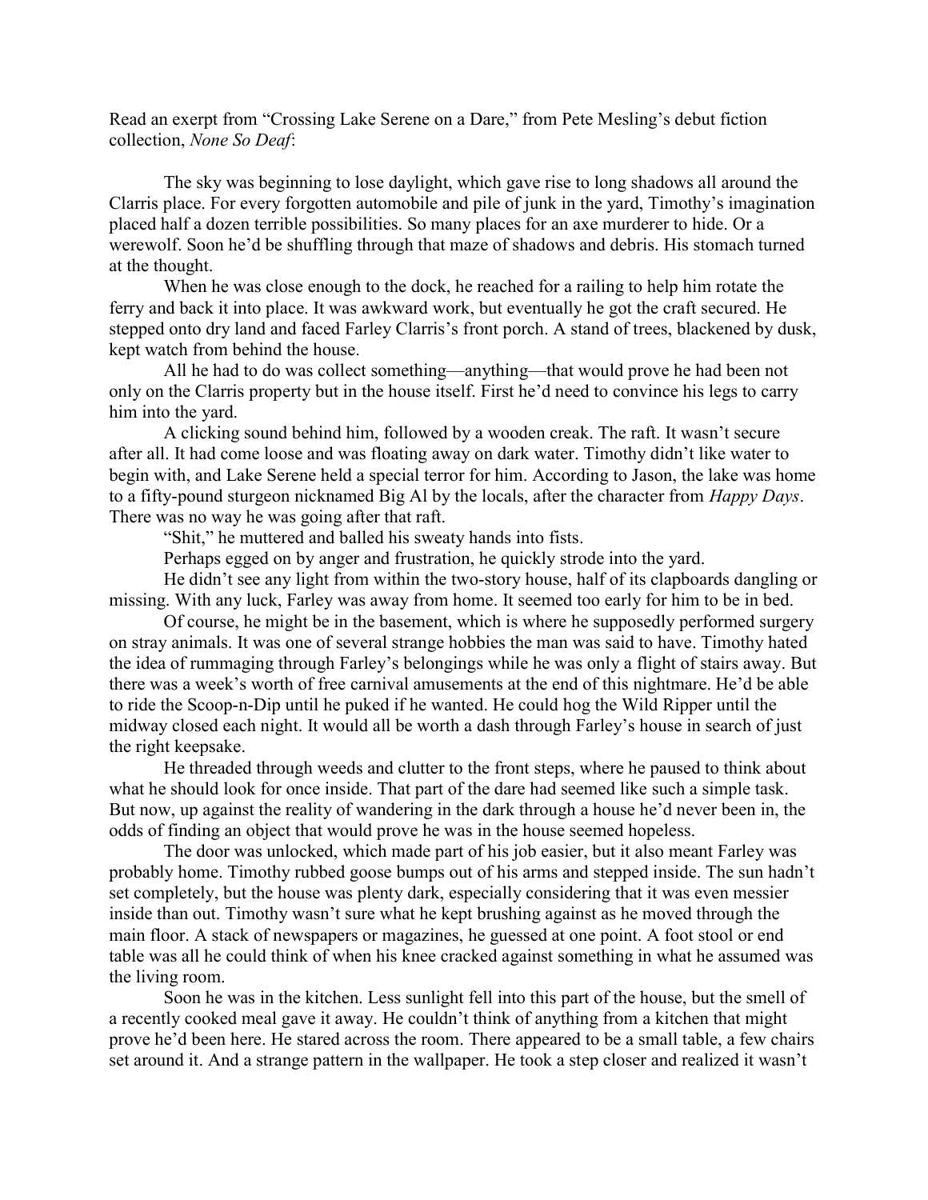Read an exerpt from "Crossing Lake Serene on a Dare," from Pete Mesling's debut fiction collection, *None So Deaf*:

The sky was beginning to lose daylight, which gave rise to long shadows all around the Clarris place. For every forgotten automobile and pile of junk in the yard, Timothy's imagination placed half a dozen terrible possibilities. So many places for an axe murderer to hide. Or a werewolf. Soon he'd be shuffling through that maze of shadows and debris. His stomach turned at the thought.

When he was close enough to the dock, he reached for a railing to help him rotate the ferry and back it into place. It was awkward work, but eventually he got the craft secured. He stepped onto dry land and faced Farley Clarris's front porch. A stand of trees, blackened by dusk, kept watch from behind the house.

All he had to do was collect something—anything—that would prove he had been not only on the Clarris property but in the house itself. First he'd need to convince his legs to carry him into the yard.

A clicking sound behind him, followed by a wooden creak. The raft. It wasn't secure after all. It had come loose and was floating away on dark water. Timothy didn't like water to begin with, and Lake Serene held a special terror for him. According to Jason, the lake was home to a fifty-pound sturgeon nicknamed Big Al by the locals, after the character from *Happy Days*. There was no way he was going after that raft.

"Shit," he muttered and balled his sweaty hands into fists.

Perhaps egged on by anger and frustration, he quickly strode into the yard.

He didn't see any light from within the two-story house, half of its clapboards dangling or missing. With any luck, Farley was away from home. It seemed too early for him to be in bed.

Of course, he might be in the basement, which is where he supposedly performed surgery on stray animals. It was one of several strange hobbies the man was said to have. Timothy hated the idea of rummaging through Farley's belongings while he was only a flight of stairs away. But there was a week's worth of free carnival amusements at the end of this nightmare. He'd be able to ride the Scoop-n-Dip until he puked if he wanted. He could hog the Wild Ripper until the midway closed each night. It would all be worth a dash through Farley's house in search of just the right keepsake.

He threaded through weeds and clutter to the front steps, where he paused to think about what he should look for once inside. That part of the dare had seemed like such a simple task. But now, up against the reality of wandering in the dark through a house he'd never been in, the odds of finding an object that would prove he was in the house seemed hopeless.

The door was unlocked, which made part of his job easier, but it also meant Farley was probably home. Timothy rubbed goose bumps out of his arms and stepped inside. The sun hadn't set completely, but the house was plenty dark, especially considering that it was even messier inside than out. Timothy wasn't sure what he kept brushing against as he moved through the main floor. A stack of newspapers or magazines, he guessed at one point. A foot stool or end table was all he could think of when his knee cracked against something in what he assumed was the living room.

Soon he was in the kitchen. Less sunlight fell into this part of the house, but the smell of a recently cooked meal gave it away. He couldn't think of anything from a kitchen that might prove he'd been here. He stared across the room. There appeared to be a small table, a few chairs set around it. And a strange pattern in the wallpaper. He took a step closer and realized it wasn't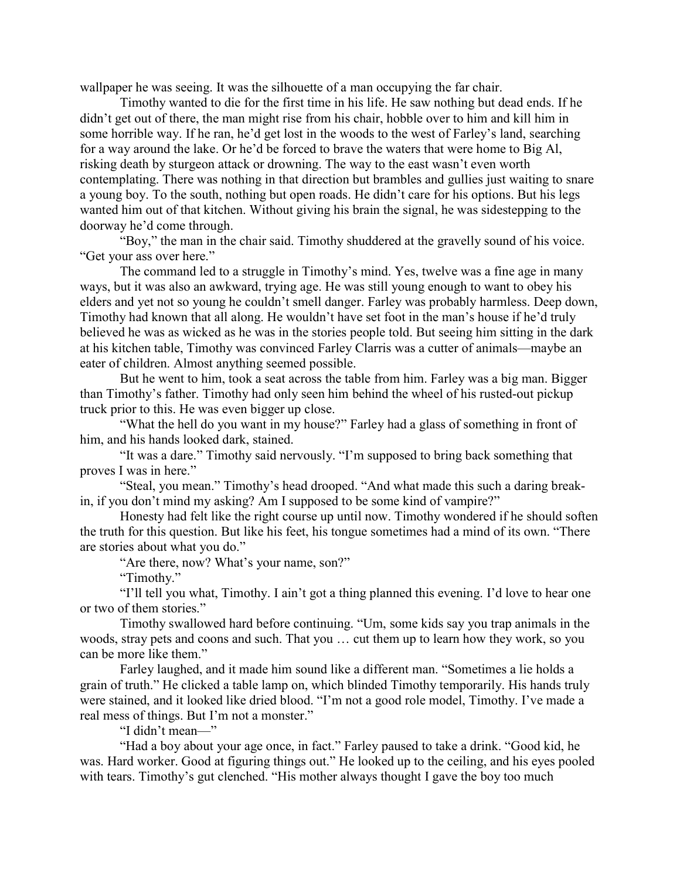wallpaper he was seeing. It was the silhouette of a man occupying the far chair.

Timothy wanted to die for the first time in his life. He saw nothing but dead ends. If he didn't get out of there, the man might rise from his chair, hobble over to him and kill him in some horrible way. If he ran, he'd get lost in the woods to the west of Farley's land, searching for a way around the lake. Or he'd be forced to brave the waters that were home to Big Al, risking death by sturgeon attack or drowning. The way to the east wasn't even worth contemplating. There was nothing in that direction but brambles and gullies just waiting to snare a young boy. To the south, nothing but open roads. He didn't care for his options. But his legs wanted him out of that kitchen. Without giving his brain the signal, he was sidestepping to the doorway he'd come through.

"Boy," the man in the chair said. Timothy shuddered at the gravelly sound of his voice. "Get your ass over here."

The command led to a struggle in Timothy's mind. Yes, twelve was a fine age in many ways, but it was also an awkward, trying age. He was still young enough to want to obey his elders and yet not so young he couldn't smell danger. Farley was probably harmless. Deep down, Timothy had known that all along. He wouldn't have set foot in the man's house if he'd truly believed he was as wicked as he was in the stories people told. But seeing him sitting in the dark at his kitchen table, Timothy was convinced Farley Clarris was a cutter of animals—maybe an eater of children. Almost anything seemed possible.

But he went to him, took a seat across the table from him. Farley was a big man. Bigger than Timothy's father. Timothy had only seen him behind the wheel of his rusted-out pickup truck prior to this. He was even bigger up close.

"What the hell do you want in my house?" Farley had a glass of something in front of him, and his hands looked dark, stained.

"It was a dare." Timothy said nervously. "I'm supposed to bring back something that proves I was in here."

"Steal, you mean." Timothy's head drooped. "And what made this such a daring break-in, if you don't mind my asking? Am I supposed to be some kind of vampire?"

Honesty had felt like the right course up until now. Timothy wondered if he should soften the truth for this question. But like his feet, his tongue sometimes had a mind of its own. "There are stories about what you do."

"Are there, now? What's your name, son?"

"Timothy."

"I'll tell you what, Timothy. I ain't got a thing planned this evening. I'd love to hear one or two of them stories."

Timothy swallowed hard before continuing. "Um, some kids say you trap animals in the woods, stray pets and coons and such. That you … cut them up to learn how they work, so you can be more like them."

Farley laughed, and it made him sound like a different man. "Sometimes a lie holds a grain of truth." He clicked a table lamp on, which blinded Timothy temporarily. His hands truly were stained, and it looked like dried blood. "I'm not a good role model, Timothy. I've made a real mess of things. But I'm not a monster."

"I didn't mean—"

"Had a boy about your age once, in fact." Farley paused to take a drink. "Good kid, he was. Hard worker. Good at figuring things out." He looked up to the ceiling, and his eyes pooled with tears. Timothy's gut clenched. "His mother always thought I gave the boy too much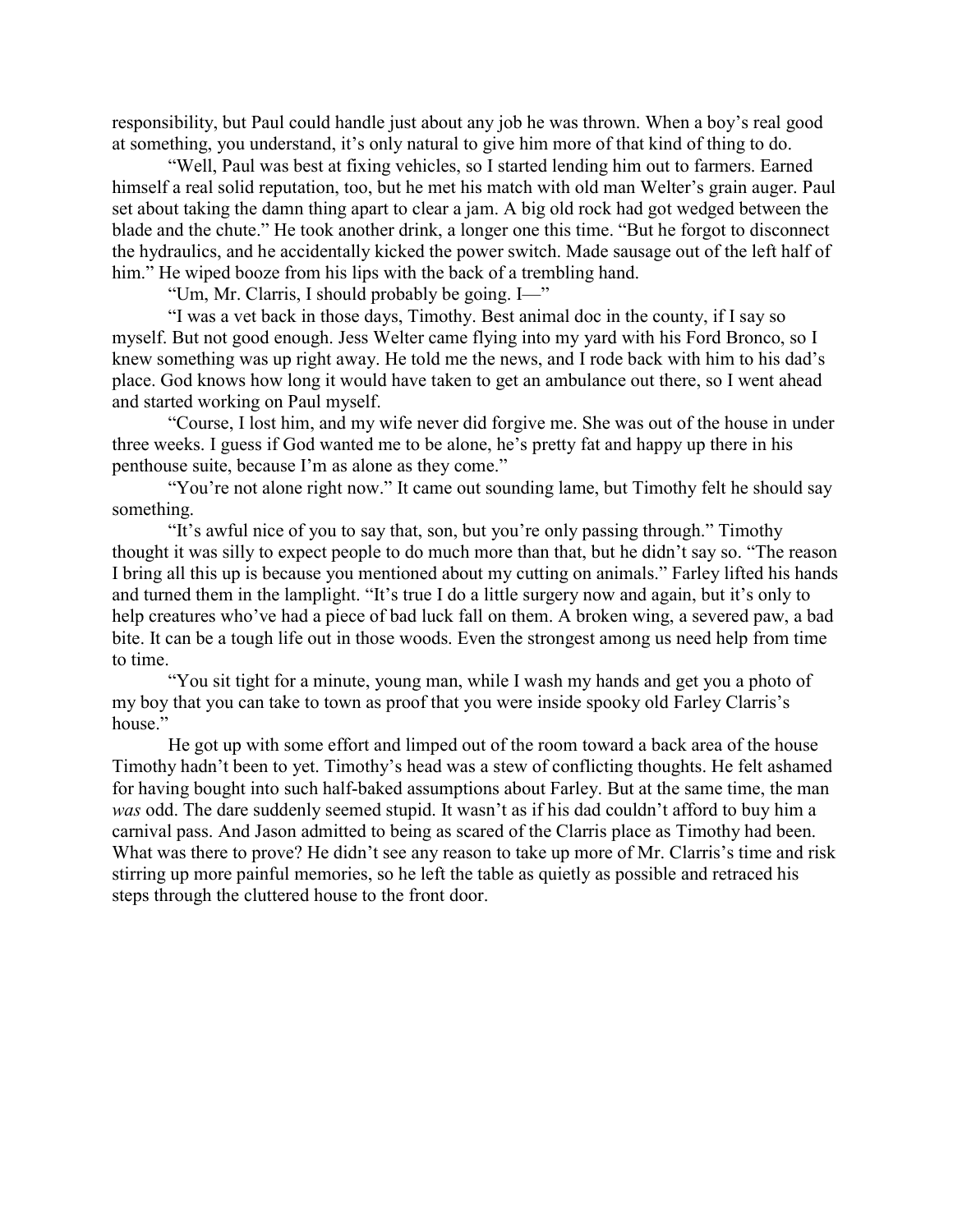responsibility, but Paul could handle just about any job he was thrown. When a boy's real good at something, you understand, it's only natural to give him more of that kind of thing to do.

"Well, Paul was best at fixing vehicles, so I started lending him out to farmers. Earned himself a real solid reputation, too, but he met his match with old man Welter's grain auger. Paul set about taking the damn thing apart to clear a jam. A big old rock had got wedged between the blade and the chute." He took another drink, a longer one this time. "But he forgot to disconnect the hydraulics, and he accidentally kicked the power switch. Made sausage out of the left half of him." He wiped booze from his lips with the back of a trembling hand.

"Um, Mr. Clarris, I should probably be going. I—"

"I was a vet back in those days, Timothy. Best animal doc in the county, if I say so myself. But not good enough. Jess Welter came flying into my yard with his Ford Bronco, so I knew something was up right away. He told me the news, and I rode back with him to his dad's place. God knows how long it would have taken to get an ambulance out there, so I went ahead and started working on Paul myself.

"Course, I lost him, and my wife never did forgive me. She was out of the house in under three weeks. I guess if God wanted me to be alone, he's pretty fat and happy up there in his penthouse suite, because I'm as alone as they come."

"You're not alone right now." It came out sounding lame, but Timothy felt he should say something.

"It's awful nice of you to say that, son, but you're only passing through." Timothy thought it was silly to expect people to do much more than that, but he didn't say so. "The reason I bring all this up is because you mentioned about my cutting on animals." Farley lifted his hands and turned them in the lamplight. "It's true I do a little surgery now and again, but it's only to help creatures who've had a piece of bad luck fall on them. A broken wing, a severed paw, a bad bite. It can be a tough life out in those woods. Even the strongest among us need help from time to time.

"You sit tight for a minute, young man, while I wash my hands and get you a photo of my boy that you can take to town as proof that you were inside spooky old Farley Clarris's house."

He got up with some effort and limped out of the room toward a back area of the house Timothy hadn't been to yet. Timothy's head was a stew of conflicting thoughts. He felt ashamed for having bought into such half-baked assumptions about Farley. But at the same time, the man *was* odd. The dare suddenly seemed stupid. It wasn't as if his dad couldn't afford to buy him a carnival pass. And Jason admitted to being as scared of the Clarris place as Timothy had been. What was there to prove? He didn't see any reason to take up more of Mr. Clarris's time and risk stirring up more painful memories, so he left the table as quietly as possible and retraced his steps through the cluttered house to the front door.